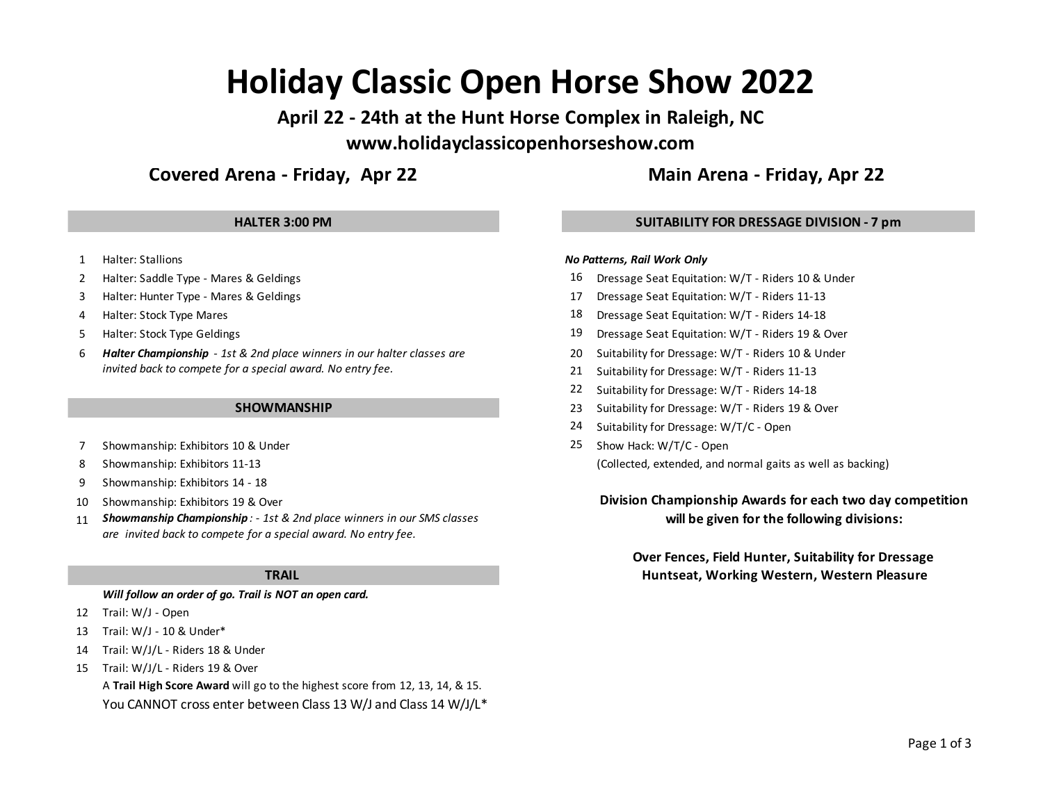# Holiday Classic Open Horse Show 2022

### April 22 - 24th at the Hunt Horse Complex in Raleigh, NC

### www.holidayclassicopenhorseshow.com

## Covered Arena - Friday, Apr 22

### HALTER 3:00 PM

1. Halter: Stallions
2. Halter: Saddle Type - Mares & Geldings
3. Halter: Hunter Type - Mares & Geldings
4. Halter: Stock Type Mares
5. Halter: Stock Type Geldings
6. ***Halter Championship*** *- 1st & 2nd place winners in our halter classes are invited back to compete for a special award. No entry fee.*

### SHOWMANSHIP

7. Showmanship: Exhibitors 10 & Under
8. Showmanship: Exhibitors 11-13
9. Showmanship: Exhibitors 14 - 18
10. Showmanship: Exhibitors 19 & Over
11. ***Showmanship Championship*** *: - 1st & 2nd place winners in our SMS classes are invited back to compete for a special award. No entry fee.*

### TRAIL

***Will follow an order of go. Trail is NOT an open card.***

12. Trail: W/J - Open
13. Trail: W/J - 10 & Under*
14. Trail: W/J/L - Riders 18 & Under
15. Trail: W/J/L - Riders 19 & Over

A **Trail High Score Award** will go to the highest score from 12, 13, 14, & 15.

You CANNOT cross enter between Class 13 W/J and Class 14 W/J/L*

## Main Arena - Friday, Apr 22

### SUITABILITY FOR DRESSAGE DIVISION - 7 pm

***No Patterns, Rail Work Only***

16. Dressage Seat Equitation: W/T - Riders 10 & Under
17. Dressage Seat Equitation: W/T - Riders 11-13
18. Dressage Seat Equitation: W/T - Riders 14-18
19. Dressage Seat Equitation: W/T - Riders 19 & Over
20. Suitability for Dressage: W/T - Riders 10 & Under
21. Suitability for Dressage: W/T - Riders 11-13
22. Suitability for Dressage: W/T - Riders 14-18
23. Suitability for Dressage: W/T - Riders 19 & Over
24. Suitability for Dressage: W/T/C - Open
25. Show Hack: W/T/C - Open
    (Collected, extended, and normal gaits as well as backing)

**Division Championship Awards for each two day competition will be given for the following divisions:**

**Over Fences, Field Hunter, Suitability for Dressage Huntseat, Working Western, Western Pleasure**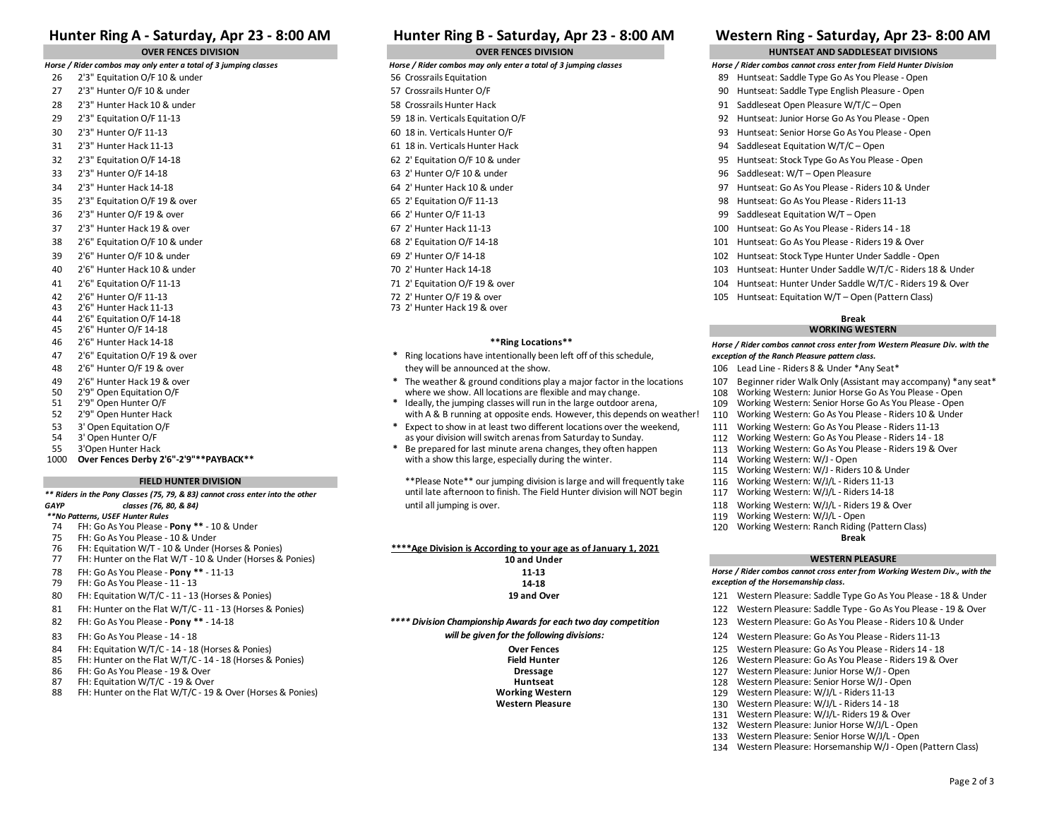## Hunter Ring A - Saturday, Apr 23 - 8:00 AM

### OVER FENCES DIVISION

*Horse / Rider combos may only enter a total of 3 jumping classes*

- 26 2'3" Equitation O/F 10 & under
- 27 2'3" Hunter O/F 10 & under
- 28 2'3" Hunter Hack 10 & under
- 29 2'3" Equitation O/F 11-13
- 30 2'3" Hunter O/F 11-13
- 31 2'3" Hunter Hack 11-13
- 32 2'3" Equitation O/F 14-18
- 33 2'3" Hunter O/F 14-18
- 34 2'3" Hunter Hack 14-18
- 35 2'3" Equitation O/F 19 & over
- 36 2'3" Hunter O/F 19 & over
- 37 2'3" Hunter Hack 19 & over
- 38 2'6" Equitation O/F 10 & under
- 39 2'6" Hunter O/F 10 & under
- 40 2'6" Hunter Hack 10 & under
- 41 2'6" Equitation O/F 11-13
- 42 2'6" Hunter O/F 11-13
- 43 2'6" Hunter Hack 11-13
- 44 2'6" Equitation O/F 14-18
- 45 2'6" Hunter O/F 14-18
- 46 2'6" Hunter Hack 14-18
- 47 2'6" Equitation O/F 19 & over
- 48 2'6" Hunter O/F 19 & over
- 49 2'6" Hunter Hack 19 & over
- 50 2'9" Open Equitation O/F
- 51 2'9" Open Hunter O/F
- 52 2'9" Open Hunter Hack
- 53 3' Open Equitation O/F
- 54 3' Open Hunter O/F
- 55 3'Open Hunter Hack
- 1000 **Over Fences Derby 2'6"-2'9"**PAYBACK****

### FIELD HUNTER DIVISION

*** Riders in the Pony Classes (75, 79, & 83) cannot cross enter into the other GAYP classes (76, 80, & 84)*

***No Patterns, USEF Hunter Rules*

- 74 FH: Go As You Please - **Pony **** - 10 & Under
- 75 FH: Go As You Please - 10 & Under
- 76 FH: Equitation W/T - 10 & Under (Horses & Ponies)
- 77 FH: Hunter on the Flat W/T - 10 & Under (Horses & Ponies)
- 78 FH: Go As You Please - **Pony **** - 11-13
- 79 FH: Go As You Please - 11 - 13
- 80 FH: Equitation W/T/C - 11 - 13 (Horses & Ponies)
- 81 FH: Hunter on the Flat W/T/C - 11 - 13 (Horses & Ponies)
- 82 FH: Go As You Please - **Pony **** - 14-18
- 83 FH: Go As You Please - 14 - 18
- 84 FH: Equitation W/T/C - 14 - 18 (Horses & Ponies)
- 85 FH: Hunter on the Flat W/T/C - 14 - 18 (Horses & Ponies)
- 86 FH: Go As You Please - 19 & Over
- 87 FH: Equitation W/T/C - 19 & Over
- 88 FH: Hunter on the Flat W/T/C - 19 & Over (Horses & Ponies)

## Hunter Ring B - Saturday, Apr 23 - 8:00 AM

### OVER FENCES DIVISION

*Horse / Rider combos may only enter a total of 3 jumping classes*

- 56 Crossrails Equitation
- 57 Crossrails Hunter O/F
- 58 Crossrails Hunter Hack
- 59 18 in. Verticals Equitation O/F
- 60 18 in. Verticals Hunter O/F
- 61 18 in. Verticals Hunter Hack
- 62 2' Equitation O/F 10 & under
- 63 2' Hunter O/F 10 & under
- 64 2' Hunter Hack 10 & under
- 65 2' Equitation O/F 11-13
- 66 2' Hunter O/F 11-13
- 67 2' Hunter Hack 11-13
- 68 2' Equitation O/F 14-18
- 69 2' Hunter O/F 14-18
- 70 2' Hunter Hack 14-18
- 71 2' Equitation O/F 19 & over
- 72 2' Hunter O/F 19 & over
- 73 2' Hunter Hack 19 & over

### **Ring Locations**

- * Ring locations have intentionally been left off of this schedule, they will be announced at the show.
- * The weather & ground conditions play a major factor in the locations where we show. All locations are flexible and may change.
- * Ideally, the jumping classes will run in the large outdoor arena, with A & B running at opposite ends. However, this depends on weather!
- * Expect to show in at least two different locations over the weekend, as your division will switch arenas from Saturday to Sunday.
- * Be prepared for last minute arena changes, they often happen with a show this large, especially during the winter.

**Please Note** our jumping division is large and will frequently take until late afternoon to finish. The Field Hunter division will NOT begin until all jumping is over.

**<u>****Age Division is According to your age as of January 1, 2021</u>**

**10 and Under**
**11-13**
**14-18**
**19 and Over**

***\*\*\*\* Division Championship Awards for each two day competition will be given for the following divisions:***

**Over Fences**
**Field Hunter**
**Dressage**
**Huntseat**
**Working Western**
**Western Pleasure**

## Western Ring - Saturday, Apr 23- 8:00 AM

### HUNTSEAT AND SADDLESEAT DIVISIONS

*Horse / Rider combos cannot cross enter from Field Hunter Division*

- 89 Huntseat: Saddle Type Go As You Please - Open
- 90 Huntseat: Saddle Type English Pleasure - Open
- 91 Saddleseat Open Pleasure W/T/C – Open
- 92 Huntseat: Junior Horse Go As You Please - Open
- 93 Huntseat: Senior Horse Go As You Please - Open
- 94 Saddleseat Equitation W/T/C – Open
- 95 Huntseat: Stock Type Go As You Please - Open
- 96 Saddleseat: W/T – Open Pleasure
- 97 Huntseat: Go As You Please - Riders 10 & Under
- 98 Huntseat: Go As You Please - Riders 11-13
- 99 Saddleseat Equitation W/T – Open
- 100 Huntseat: Go As You Please - Riders 14 - 18
- 101 Huntseat: Go As You Please - Riders 19 & Over
- 102 Huntseat: Stock Type Hunter Under Saddle - Open
- 103 Huntseat: Hunter Under Saddle W/T/C - Riders 18 & Under
- 104 Huntseat: Hunter Under Saddle W/T/C - Riders 19 & Over
- 105 Huntseat: Equitation W/T – Open (Pattern Class)

**Break**

### WORKING WESTERN

***Horse / Rider combos cannot cross enter from Western Pleasure Div. with the exception of the Ranch Pleasure pattern class.***

- 106 Lead Line - Riders 8 & Under *Any Seat*
- 107 Beginner rider Walk Only (Assistant may accompany) *any seat*
- 108 Working Western: Junior Horse Go As You Please - Open
- 109 Working Western: Senior Horse Go As You Please - Open
- 110 Working Western: Go As You Please - Riders 10 & Under
- 111 Working Western: Go As You Please - Riders 11-13
- 112 Working Western: Go As You Please - Riders 14 - 18
- 113 Working Western: Go As You Please - Riders 19 & Over
- 114 Working Western: W/J - Open
- 115 Working Western: W/J - Riders 10 & Under
- 116 Working Western: W/J/L - Riders 11-13
- 117 Working Western: W/J/L - Riders 14-18
- 118 Working Western: W/J/L - Riders 19 & Over
- 119 Working Western: W/J/L - Open
- 120 Working Western: Ranch Riding (Pattern Class)

**Break**

### WESTERN PLEASURE

***Horse / Rider combos cannot cross enter from Working Western Div., with the exception of the Horsemanship class.***

- 121 Western Pleasure: Saddle Type Go As You Please - 18 & Under
- 122 Western Pleasure: Saddle Type - Go As You Please - 19 & Over
- 123 Western Pleasure: Go As You Please - Riders 10 & Under
- 124 Western Pleasure: Go As You Please - Riders 11-13
- 125 Western Pleasure: Go As You Please - Riders 14 - 18
- 126 Western Pleasure: Go As You Please - Riders 19 & Over
- 127 Western Pleasure: Junior Horse W/J - Open
- 128 Western Pleasure: Senior Horse W/J - Open
- 129 Western Pleasure: W/J/L - Riders 11-13
- 130 Western Pleasure: W/J/L - Riders 14 - 18
- 131 Western Pleasure: W/J/L- Riders 19 & Over
- 132 Western Pleasure: Junior Horse W/J/L - Open
- 133 Western Pleasure: Senior Horse W/J/L - Open
- 134 Western Pleasure: Horsemanship W/J - Open (Pattern Class)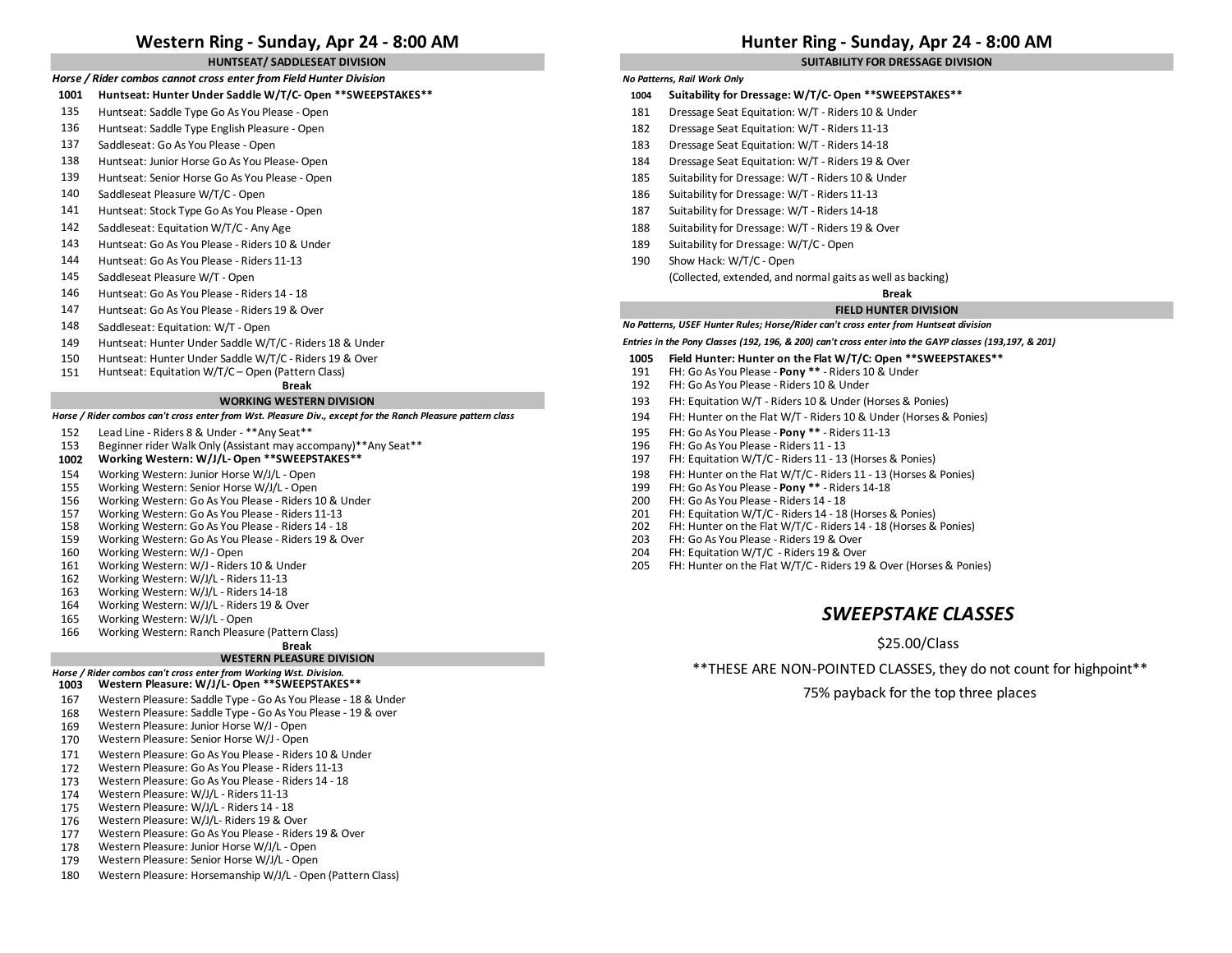## Western Ring - Sunday, Apr 24 - 8:00 AM

### HUNTSEAT/ SADDLESEAT DIVISION

*Horse / Rider combos cannot cross enter from Field Hunter Division*

**1001 Huntseat: Hunter Under Saddle W/T/C- Open **SWEEPSTAKES****
135 Huntseat: Saddle Type Go As You Please - Open
136 Huntseat: Saddle Type English Pleasure - Open
137 Saddleseat: Go As You Please - Open
138 Huntseat: Junior Horse Go As You Please- Open
139 Huntseat: Senior Horse Go As You Please - Open
140 Saddleseat Pleasure W/T/C - Open
141 Huntseat: Stock Type Go As You Please - Open
142 Saddleseat: Equitation W/T/C - Any Age
143 Huntseat: Go As You Please - Riders 10 & Under
144 Huntseat: Go As You Please - Riders 11-13
145 Saddleseat Pleasure W/T - Open
146 Huntseat: Go As You Please - Riders 14 - 18
147 Huntseat: Go As You Please - Riders 19 & Over
148 Saddleseat: Equitation: W/T - Open
149 Huntseat: Hunter Under Saddle W/T/C - Riders 18 & Under
150 Huntseat: Hunter Under Saddle W/T/C - Riders 19 & Over
151 Huntseat: Equitation W/T/C – Open (Pattern Class)

**Break**

### WORKING WESTERN DIVISION

*Horse / Rider combos can't cross enter from Wst. Pleasure Div., except for the Ranch Pleasure pattern class*

152 Lead Line - Riders 8 & Under - **Any Seat**
153 Beginner rider Walk Only (Assistant may accompany)**Any Seat**
**1002 Working Western: W/J/L- Open **SWEEPSTAKES****
154 Working Western: Junior Horse W/J/L - Open
155 Working Western: Senior Horse W/J/L - Open
156 Working Western: Go As You Please - Riders 10 & Under
157 Working Western: Go As You Please - Riders 11-13
158 Working Western: Go As You Please - Riders 14 - 18
159 Working Western: Go As You Please - Riders 19 & Over
160 Working Western: W/J - Open
161 Working Western: W/J - Riders 10 & Under
162 Working Western: W/J/L - Riders 11-13
163 Working Western: W/J/L - Riders 14-18
164 Working Western: W/J/L - Riders 19 & Over
165 Working Western: W/J/L - Open
166 Working Western: Ranch Pleasure (Pattern Class)

**Break**

### WESTERN PLEASURE DIVISION

*Horse / Rider combos can't cross enter from Working Wst. Division.*

**1003 Western Pleasure: W/J/L- Open **SWEEPSTAKES****
167 Western Pleasure: Saddle Type - Go As You Please - 18 & Under
168 Western Pleasure: Saddle Type - Go As You Please - 19 & over
169 Western Pleasure: Junior Horse W/J - Open
170 Western Pleasure: Senior Horse W/J - Open
171 Western Pleasure: Go As You Please - Riders 10 & Under
172 Western Pleasure: Go As You Please - Riders 11-13
173 Western Pleasure: Go As You Please - Riders 14 - 18
174 Western Pleasure: W/J/L - Riders 11-13
175 Western Pleasure: W/J/L - Riders 14 - 18
176 Western Pleasure: W/J/L- Riders 19 & Over
177 Western Pleasure: Go As You Please - Riders 19 & Over
178 Western Pleasure: Junior Horse W/J/L - Open
179 Western Pleasure: Senior Horse W/J/L - Open
180 Western Pleasure: Horsemanship W/J/L - Open (Pattern Class)

## Hunter Ring - Sunday, Apr 24 - 8:00 AM

### SUITABILITY FOR DRESSAGE DIVISION

*No Patterns, Rail Work Only*

**1004 Suitability for Dressage: W/T/C- Open **SWEEPSTAKES****
181 Dressage Seat Equitation: W/T - Riders 10 & Under
182 Dressage Seat Equitation: W/T - Riders 11-13
183 Dressage Seat Equitation: W/T - Riders 14-18
184 Dressage Seat Equitation: W/T - Riders 19 & Over
185 Suitability for Dressage: W/T - Riders 10 & Under
186 Suitability for Dressage: W/T - Riders 11-13
187 Suitability for Dressage: W/T - Riders 14-18
188 Suitability for Dressage: W/T - Riders 19 & Over
189 Suitability for Dressage: W/T/C - Open
190 Show Hack: W/T/C - Open
(Collected, extended, and normal gaits as well as backing)

**Break**

### FIELD HUNTER DIVISION

*No Patterns, USEF Hunter Rules; Horse/Rider can't cross enter from Huntseat division*

*Entries in the Pony Classes (192, 196, & 200) can't cross enter into the GAYP classes (193,197, & 201)*

**1005 Field Hunter: Hunter on the Flat W/T/C: Open **SWEEPSTAKES****
191 FH: Go As You Please - **Pony** ** - Riders 10 & Under
192 FH: Go As You Please - Riders 10 & Under
193 FH: Equitation W/T - Riders 10 & Under (Horses & Ponies)
194 FH: Hunter on the Flat W/T - Riders 10 & Under (Horses & Ponies)
195 FH: Go As You Please - **Pony** ** - Riders 11-13
196 FH: Go As You Please - Riders 11 - 13
197 FH: Equitation W/T/C - Riders 11 - 13 (Horses & Ponies)
198 FH: Hunter on the Flat W/T/C - Riders 11 - 13 (Horses & Ponies)
199 FH: Go As You Please - **Pony** ** - Riders 14-18
200 FH: Go As You Please - Riders 14 - 18
201 FH: Equitation W/T/C - Riders 14 - 18 (Horses & Ponies)
202 FH: Hunter on the Flat W/T/C - Riders 14 - 18 (Horses & Ponies)
203 FH: Go As You Please - Riders 19 & Over
204 FH: Equitation W/T/C - Riders 19 & Over
205 FH: Hunter on the Flat W/T/C - Riders 19 & Over (Horses & Ponies)

## *SWEEPSTAKE CLASSES*

$25.00/Class

**THESE ARE NON-POINTED CLASSES, they do not count for highpoint**

75% payback for the top three places